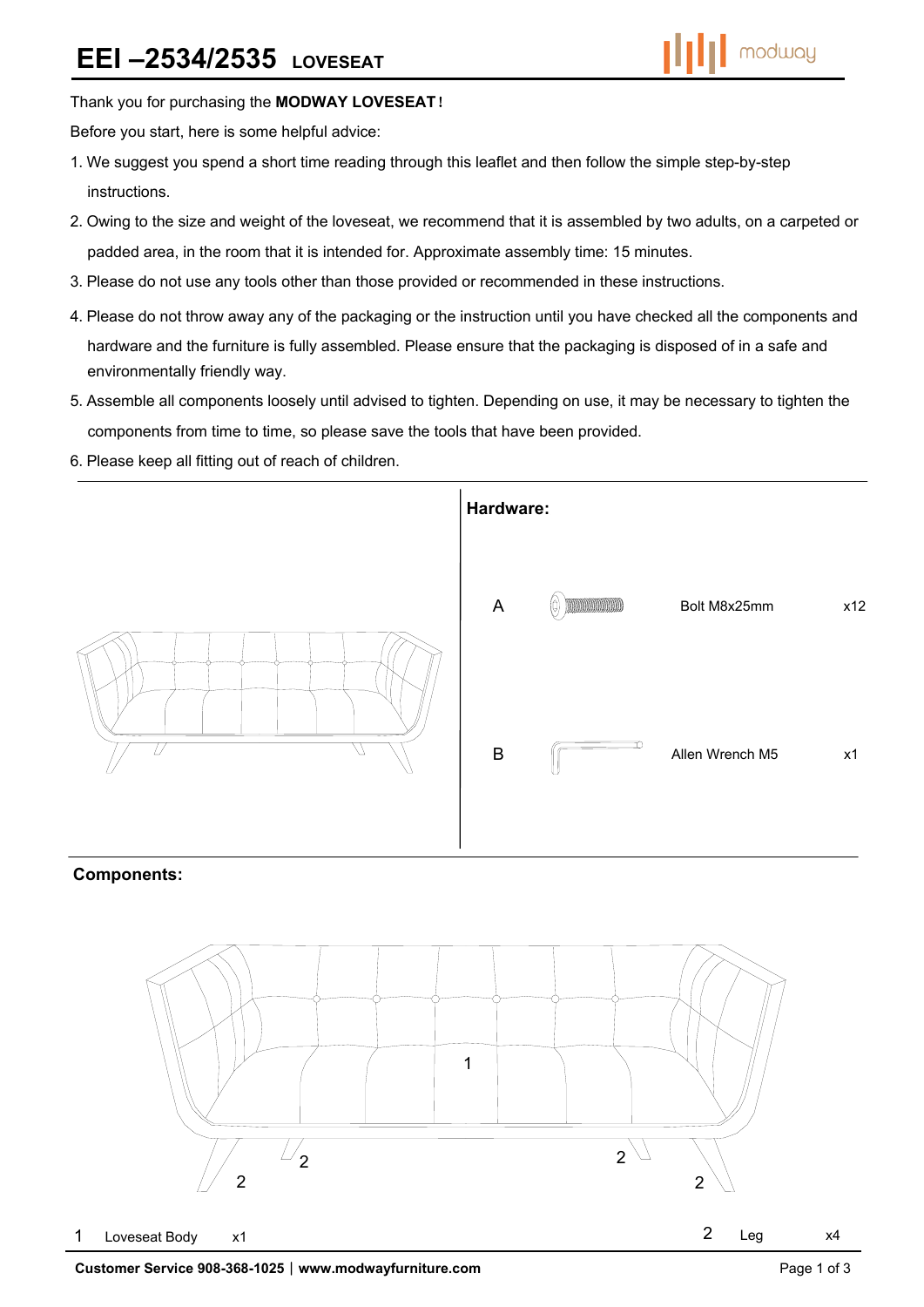# EEI –2534/2535 LOVESEAT

Thank you for purchasing the **MODWAY LOVESEAT!**

Before you start, here is some helpful advice:

1. We suggest you spend a short time reading through this leaflet and then follow the simple step-by-step instructions.
2. Owing to the size and weight of the loveseat, we recommend that it is assembled by two adults, on a carpeted or padded area, in the room that it is intended for. Approximate assembly time: 15 minutes.
3. Please do not use any tools other than those provided or recommended in these instructions.
4. Please do not throw away any of the packaging or the instruction until you have checked all the components and hardware and the furniture is fully assembled. Please ensure that the packaging is disposed of in a safe and environmentally friendly way.
5. Assemble all components loosely until advised to tighten. Depending on use, it may be necessary to tighten the components from time to time, so please save the tools that have been provided.
6. Please keep all fitting out of reach of children.

**Hardware:**

| | Item | Qty |
|---|---|---|
| A | Bolt M8x25mm | x12 |
| B | Allen Wrench M5 | x1 |

**Components:**

| | Item | Qty |
|---|---|---|
| 1 | Loveseat Body | x1 |
| 2 | Leg | x4 |

**Customer Service 908-368-1025 | www.modwayfurniture.com**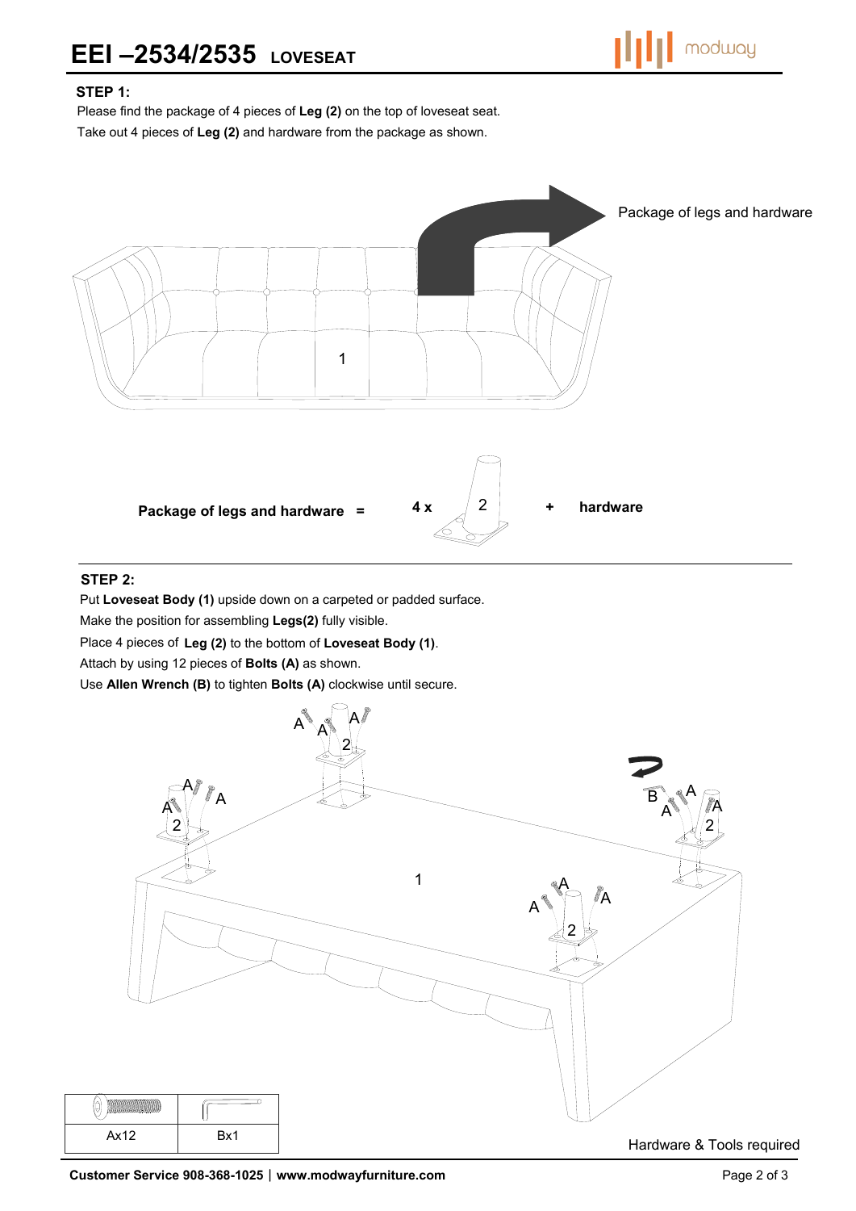# EEI –2534/2535 LOVESEAT

**STEP 1:**

Please find the package of 4 pieces of **Leg (2)** on the top of loveseat seat.

Take out 4 pieces of **Leg (2)** and hardware from the package as shown.

Package of legs and hardware

**Package of legs and hardware =** **4 x** 2 **+** **hardware**

**STEP 2:**

Put **Loveseat Body (1)** upside down on a carpeted or padded surface.

Make the position for assembling **Legs(2)** fully visible.

Place 4 pieces of **Leg (2)** to the bottom of **Loveseat Body (1)**.

Attach by using 12 pieces of **Bolts (A)** as shown.

Use **Allen Wrench (B)** to tighten **Bolts (A)** clockwise until secure.

| Ax12 | Bx1 |
|---|---|

Hardware & Tools required

**Customer Service 908-368-1025** | **www.modwayfurniture.com**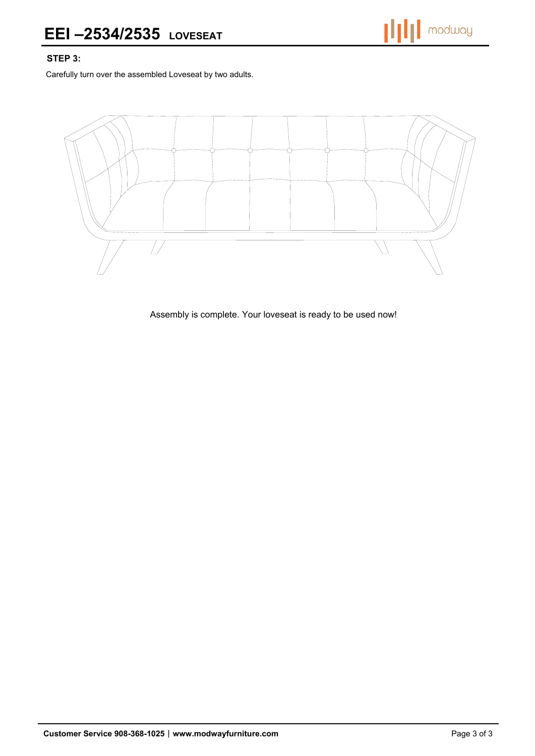# EEI –2534/2535 LOVESEAT

**STEP 3:**

Carefully turn over the assembled Loveseat by two adults.

Assembly is complete. Your loveseat is ready to be used now!

**Customer Service 908-368-1025 | www.modwayfurniture.com**